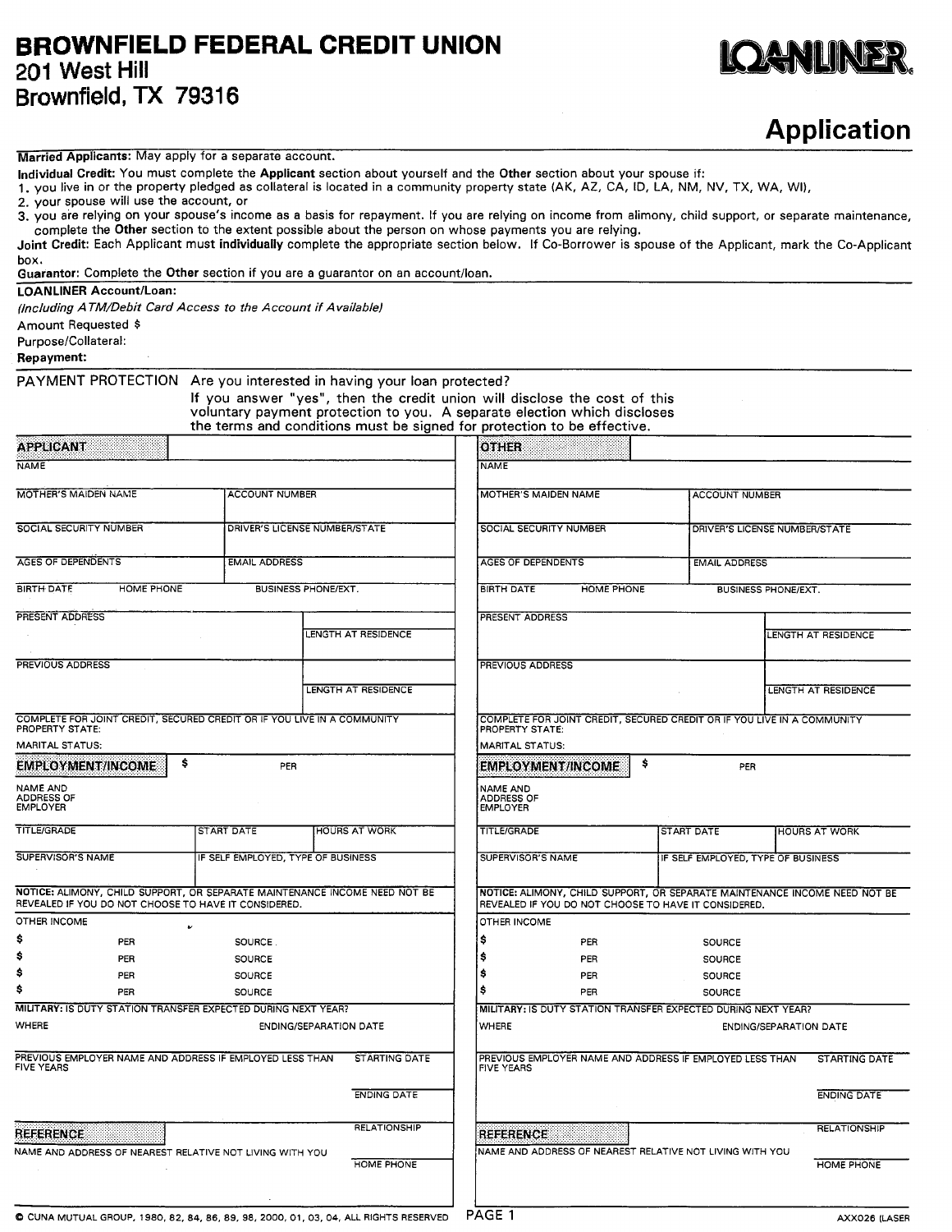# BROWNFIELD FEDERAL CREDIT UNION

201 West Hill
Brownfield, TX 79316

LOANLINER®

## Application

**Married Applicants:** May apply for a separate account.

**Individual Credit:** You must complete the **Applicant** section about yourself and the **Other** section about your spouse if:

1. you live in or the property pledged as collateral is located in a community property state (AK, AZ, CA, ID, LA, NM, NV, TX, WA, WI),
2. your spouse will use the account, or
3. you are relying on your spouse's income as a basis for repayment. If you are relying on income from alimony, child support, or separate maintenance, complete the **Other** section to the extent possible about the person on whose payments you are relying.

**Joint Credit:** Each Applicant must **individually** complete the appropriate section below. If Co-Borrower is spouse of the Applicant, mark the Co-Applicant box.

**Guarantor:** Complete the **Other** section if you are a guarantor on an account/loan.

**LOANLINER Account/Loan:**
*(Including ATM/Debit Card Access to the Account if Available)*

Amount Requested $

Purpose/Collateral:

**Repayment:**

PAYMENT PROTECTION Are you interested in having your loan protected?
If you answer "yes", then the credit union will disclose the cost of this voluntary payment protection to you. A separate election which discloses the terms and conditions must be signed for protection to be effective.

### APPLICANT

| | |
|---|---|
| NAME | |
| MOTHER'S MAIDEN NAME | ACCOUNT NUMBER |
| SOCIAL SECURITY NUMBER | DRIVER'S LICENSE NUMBER/STATE |
| AGES OF DEPENDENTS | EMAIL ADDRESS |
| BIRTH DATE / HOME PHONE | BUSINESS PHONE/EXT. |
| PRESENT ADDRESS | LENGTH AT RESIDENCE |
| PREVIOUS ADDRESS | LENGTH AT RESIDENCE |

COMPLETE FOR JOINT CREDIT, SECURED CREDIT OR IF YOU LIVE IN A COMMUNITY PROPERTY STATE:
MARITAL STATUS:

**EMPLOYMENT/INCOME** $ PER

NAME AND ADDRESS OF EMPLOYER

| TITLE/GRADE | START DATE | HOURS AT WORK |
|---|---|---|
| SUPERVISOR'S NAME | IF SELF EMPLOYED, TYPE OF BUSINESS | |

**NOTICE:** ALIMONY, CHILD SUPPORT, OR SEPARATE MAINTENANCE INCOME NEED NOT BE REVEALED IF YOU DO NOT CHOOSE TO HAVE IT CONSIDERED.

OTHER INCOME

| $ | PER | SOURCE |
|---|---|---|
| $ | PER | SOURCE |
| $ | PER | SOURCE |
| $ | PER | SOURCE |
| $ | PER | SOURCE |

**MILITARY:** IS DUTY STATION TRANSFER EXPECTED DURING NEXT YEAR?
WHERE — ENDING/SEPARATION DATE

PREVIOUS EMPLOYER NAME AND ADDRESS IF EMPLOYED LESS THAN FIVE YEARS — STARTING DATE — ENDING DATE

**REFERENCE** — RELATIONSHIP
NAME AND ADDRESS OF NEAREST RELATIVE NOT LIVING WITH YOU — HOME PHONE

### OTHER

| | |
|---|---|
| NAME | |
| MOTHER'S MAIDEN NAME | ACCOUNT NUMBER |
| SOCIAL SECURITY NUMBER | DRIVER'S LICENSE NUMBER/STATE |
| AGES OF DEPENDENTS | EMAIL ADDRESS |
| BIRTH DATE / HOME PHONE | BUSINESS PHONE/EXT. |
| PRESENT ADDRESS | LENGTH AT RESIDENCE |
| PREVIOUS ADDRESS | LENGTH AT RESIDENCE |

COMPLETE FOR JOINT CREDIT, SECURED CREDIT OR IF YOU LIVE IN A COMMUNITY PROPERTY STATE:
MARITAL STATUS:

**EMPLOYMENT/INCOME** $ PER

NAME AND ADDRESS OF EMPLOYER

| TITLE/GRADE | START DATE | HOURS AT WORK |
|---|---|---|
| SUPERVISOR'S NAME | IF SELF EMPLOYED, TYPE OF BUSINESS | |

**NOTICE:** ALIMONY, CHILD SUPPORT, OR SEPARATE MAINTENANCE INCOME NEED NOT BE REVEALED IF YOU DO NOT CHOOSE TO HAVE IT CONSIDERED.

OTHER INCOME

| $ | PER | SOURCE |
|---|---|---|
| $ | PER | SOURCE |
| $ | PER | SOURCE |
| $ | PER | SOURCE |
| $ | PER | SOURCE |

**MILITARY:** IS DUTY STATION TRANSFER EXPECTED DURING NEXT YEAR?
WHERE — ENDING/SEPARATION DATE

PREVIOUS EMPLOYER NAME AND ADDRESS IF EMPLOYED LESS THAN FIVE YEARS — STARTING DATE — ENDING DATE

**REFERENCE** — RELATIONSHIP
NAME AND ADDRESS OF NEAREST RELATIVE NOT LIVING WITH YOU — HOME PHONE

© CUNA MUTUAL GROUP, 1980, 82, 84, 86, 89, 98, 2000, 01, 03, 04, ALL RIGHTS RESERVED — AXX026 (LASER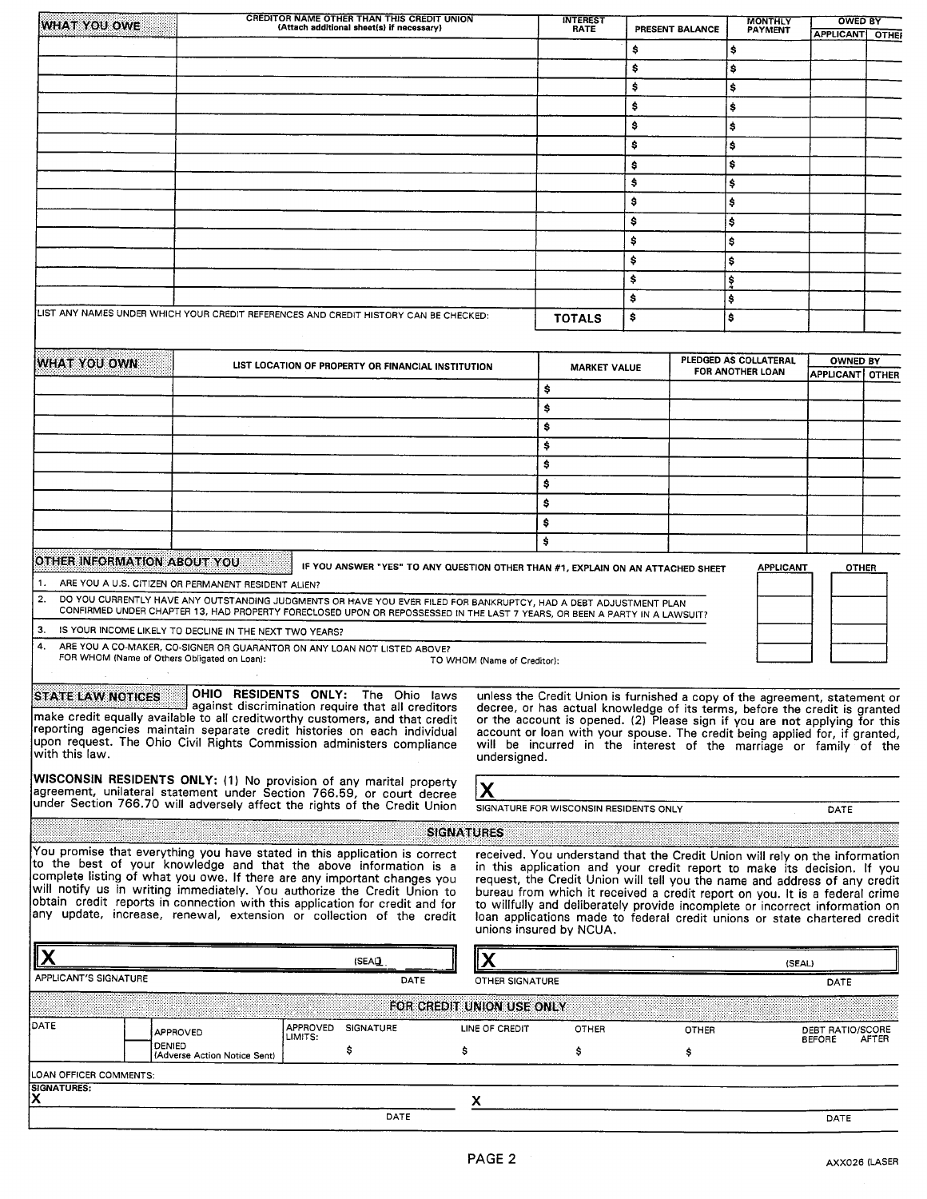## WHAT YOU OWE

| WHAT YOU OWE | CREDITOR NAME OTHER THAN THIS CREDIT UNION (Attach additional sheet(s) if necessary) | INTEREST RATE | PRESENT BALANCE | MONTHLY PAYMENT | OWED BY | |
|---|---|---|---|---|---|---|
| | | | | | APPLICANT | OTHER |
| | | | $ | $ | | |
| | | | $ | $ | | |
| | | | $ | $ | | |
| | | | $ | $ | | |
| | | | $ | $ | | |
| | | | $ | $ | | |
| | | | $ | $ | | |
| | | | $ | $ | | |
| | | | $ | $ | | |
| | | | $ | $ | | |
| | | | $ | $ | | |
| | | | $ | $ | | |
| | | | $ | $ | | |
| | | | $ | $ | | |
| LIST ANY NAMES UNDER WHICH YOUR CREDIT REFERENCES AND CREDIT HISTORY CAN BE CHECKED: | | TOTALS | $ | $ | | |

## WHAT YOU OWN

| WHAT YOU OWN | LIST LOCATION OF PROPERTY OR FINANCIAL INSTITUTION | MARKET VALUE | PLEDGED AS COLLATERAL FOR ANOTHER LOAN | OWNED BY | |
|---|---|---|---|---|---|
| | | | | APPLICANT | OTHER |
| | | $ | | | |
| | | $ | | | |
| | | $ | | | |
| | | $ | | | |
| | | $ | | | |
| | | $ | | | |
| | | $ | | | |
| | | $ | | | |
| | | $ | | | |

## OTHER INFORMATION ABOUT YOU

IF YOU ANSWER "YES" TO ANY QUESTION OTHER THAN #1, EXPLAIN ON AN ATTACHED SHEET

| | APPLICANT | OTHER |
|---|---|---|
| 1. ARE YOU A U.S. CITIZEN OR PERMANENT RESIDENT ALIEN? | | |
| 2. DO YOU CURRENTLY HAVE ANY OUTSTANDING JUDGMENTS OR HAVE YOU EVER FILED FOR BANKRUPTCY, HAD A DEBT ADJUSTMENT PLAN CONFIRMED UNDER CHAPTER 13, HAD PROPERTY FORECLOSED UPON OR REPOSSESSED IN THE LAST 7 YEARS, OR BEEN A PARTY IN A LAWSUIT? | | |
| 3. IS YOUR INCOME LIKELY TO DECLINE IN THE NEXT TWO YEARS? | | |
| 4. ARE YOU A CO-MAKER, CO-SIGNER OR GUARANTOR ON ANY LOAN NOT LISTED ABOVE? FOR WHOM (Name of Others Obligated on Loan): TO WHOM (Name of Creditor): | | |

## STATE LAW NOTICES

**OHIO RESIDENTS ONLY:** The Ohio laws against discrimination require that all creditors make credit equally available to all creditworthy customers, and that credit reporting agencies maintain separate credit histories on each individual upon request. The Ohio Civil Rights Commission administers compliance with this law.

**WISCONSIN RESIDENTS ONLY:** (1) No provision of any marital property agreement, unilateral statement under Section 766.59, or court decree under Section 766.70 will adversely affect the rights of the Credit Union unless the Credit Union is furnished a copy of the agreement, statement or decree, or has actual knowledge of its terms, before the credit is granted or the account is opened. (2) Please sign if you are not applying for this account or loan with your spouse. The credit being applied for, if granted, will be incurred in the interest of the marriage or family of the undersigned.

X ______________________________

SIGNATURE FOR WISCONSIN RESIDENTS ONLY DATE

## SIGNATURES

You promise that everything you have stated in this application is correct to the best of your knowledge and that the above information is a complete listing of what you owe. If there are any important changes you will notify us in writing immediately. You authorize the Credit Union to obtain credit reports in connection with this application for credit and for any update, increase, renewal, extension or collection of the credit received. You understand that the Credit Union will rely on the information in this application and your credit report to make its decision. If you request, the Credit Union will tell you the name and address of any credit bureau from which it received a credit report on you. It is a federal crime to willfully and deliberately provide incomplete or incorrect information on loan applications made to federal credit unions or state chartered credit unions insured by NCUA.

X ______________________________ (SEAL)

APPLICANT'S SIGNATURE DATE

X ______________________________ (SEAL)

OTHER SIGNATURE DATE

## FOR CREDIT UNION USE ONLY

| DATE | | APPROVED / DENIED (Adverse Action Notice Sent) | APPROVED LIMITS: | SIGNATURE | LINE OF CREDIT | OTHER | OTHER | DEBT RATIO/SCORE BEFORE AFTER |
|---|---|---|---|---|---|---|---|---|
| | | | | $ | $ | $ | $ | |

LOAN OFFICER COMMENTS:

SIGNATURES:

X ______________________________ DATE

X ______________________________ DATE

AXX026 (LASER